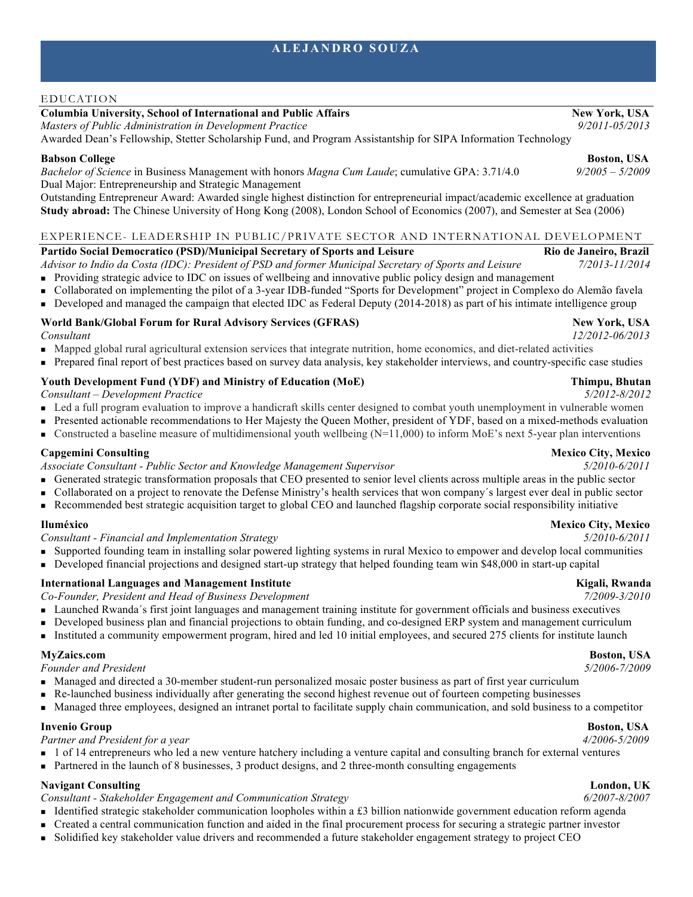# ALEJANDRO SOUZA

## EDUCATION

**Columbia University, School of International and Public Affairs** **New York, USA**
*Masters of Public Administration in Development Practice* *9/2011-05/2013*
Awarded Dean's Fellowship, Stetter Scholarship Fund, and Program Assistantship for SIPA Information Technology

**Babson College** **Boston, USA**
*Bachelor of Science* in Business Management with honors *Magna Cum Laude*; cumulative GPA: 3.71/4.0 *9/2005 – 5/2009*
Dual Major: Entrepreneurship and Strategic Management
Outstanding Entrepreneur Award: Awarded single highest distinction for entrepreneurial impact/academic excellence at graduation
**Study abroad:** The Chinese University of Hong Kong (2008), London School of Economics (2007), and Semester at Sea (2006)

## EXPERIENCE- LEADERSHIP IN PUBLIC/PRIVATE SECTOR AND INTERNATIONAL DEVELOPMENT

**Partido Social Democratico (PSD)/Municipal Secretary of Sports and Leisure** **Rio de Janeiro, Brazil**
*Advisor to Indio da Costa (IDC): President of PSD and former Municipal Secretary of Sports and Leisure* *7/2013-11/2014*

- Providing strategic advice to IDC on issues of wellbeing and innovative public policy design and management
- Collaborated on implementing the pilot of a 3-year IDB-funded "Sports for Development" project in Complexo do Alemão favela
- Developed and managed the campaign that elected IDC as Federal Deputy (2014-2018) as part of his intimate intelligence group

**World Bank/Global Forum for Rural Advisory Services (GFRAS)** **New York, USA**
*Consultant* *12/2012-06/2013*

- Mapped global rural agricultural extension services that integrate nutrition, home economics, and diet-related activities
- Prepared final report of best practices based on survey data analysis, key stakeholder interviews, and country-specific case studies

**Youth Development Fund (YDF) and Ministry of Education (MoE)** **Thimpu, Bhutan**
*Consultant – Development Practice* *5/2012-8/2012*

- Led a full program evaluation to improve a handicraft skills center designed to combat youth unemployment in vulnerable women
- Presented actionable recommendations to Her Majesty the Queen Mother, president of YDF, based on a mixed-methods evaluation
- Constructed a baseline measure of multidimensional youth wellbeing (N=11,000) to inform MoE's next 5-year plan interventions

**Capgemini Consulting** **Mexico City, Mexico**
*Associate Consultant - Public Sector and Knowledge Management Supervisor* *5/2010-6/2011*

- Generated strategic transformation proposals that CEO presented to senior level clients across multiple areas in the public sector
- Collaborated on a project to renovate the Defense Ministry's health services that won company´s largest ever deal in public sector
- Recommended best strategic acquisition target to global CEO and launched flagship corporate social responsibility initiative

**Iluméxico** **Mexico City, Mexico**
*Consultant - Financial and Implementation Strategy* *5/2010-6/2011*

- Supported founding team in installing solar powered lighting systems in rural Mexico to empower and develop local communities
- Developed financial projections and designed start-up strategy that helped founding team win $48,000 in start-up capital

**International Languages and Management Institute** **Kigali, Rwanda**
*Co-Founder, President and Head of Business Development* *7/2009-3/2010*

- Launched Rwanda´s first joint languages and management training institute for government officials and business executives
- Developed business plan and financial projections to obtain funding, and co-designed ERP system and management curriculum
- Instituted a community empowerment program, hired and led 10 initial employees, and secured 275 clients for institute launch

**MyZaics.com** **Boston, USA**
*Founder and President* *5/2006-7/2009*

- Managed and directed a 30-member student-run personalized mosaic poster business as part of first year curriculum
- Re-launched business individually after generating the second highest revenue out of fourteen competing businesses
- Managed three employees, designed an intranet portal to facilitate supply chain communication, and sold business to a competitor

**Invenio Group** **Boston, USA**
*Partner and President for a year* *4/2006-5/2009*

- 1 of 14 entrepreneurs who led a new venture hatchery including a venture capital and consulting branch for external ventures
- Partnered in the launch of 8 businesses, 3 product designs, and 2 three-month consulting engagements

**Navigant Consulting** **London, UK**
*Consultant - Stakeholder Engagement and Communication Strategy* *6/2007-8/2007*

- Identified strategic stakeholder communication loopholes within a £3 billion nationwide government education reform agenda
- Created a central communication function and aided in the final procurement process for securing a strategic partner investor
- Solidified key stakeholder value drivers and recommended a future stakeholder engagement strategy to project CEO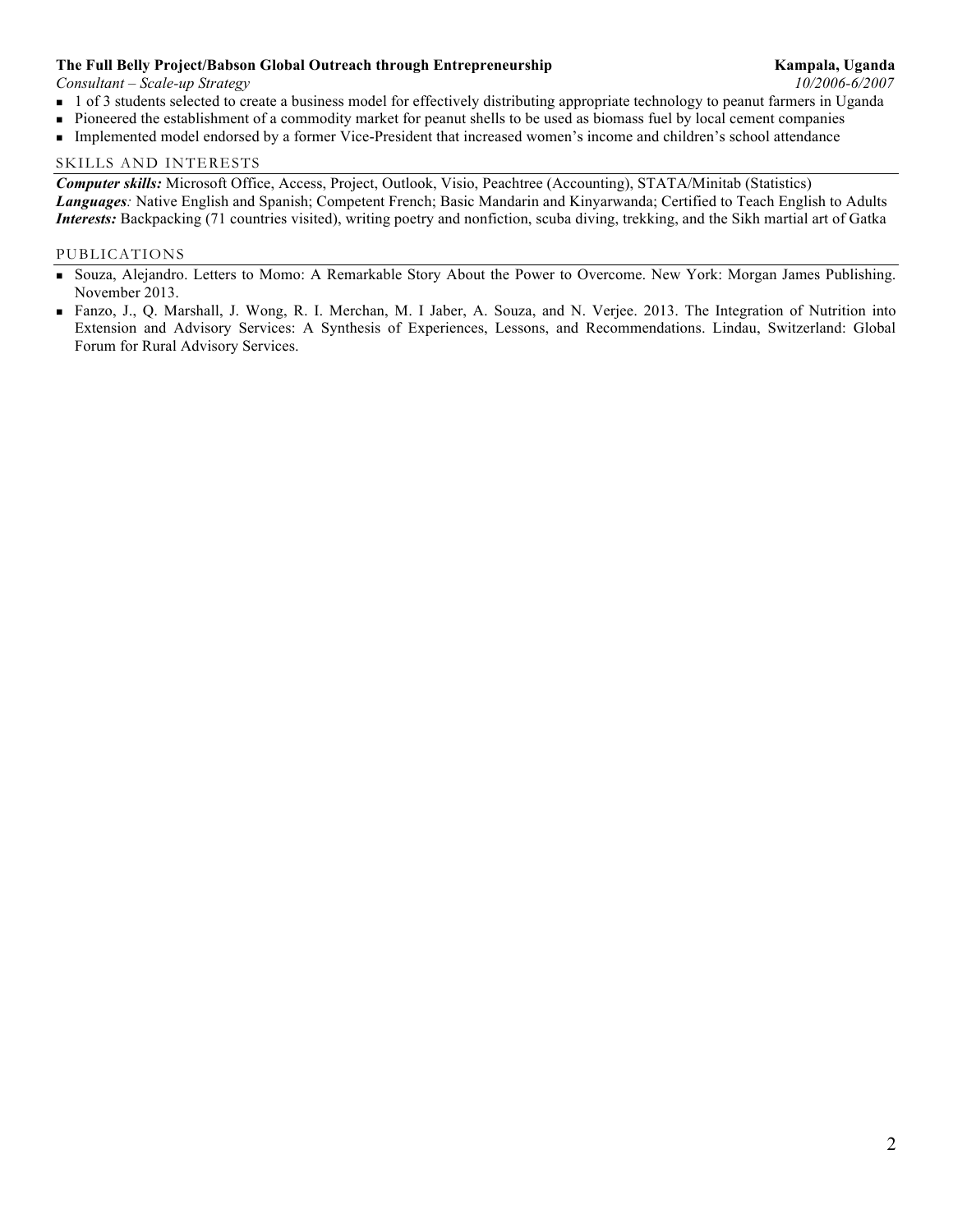**The Full Belly Project/Babson Global Outreach through Entrepreneurship** **Kampala, Uganda**
*Consultant – Scale-up Strategy* *10/2006-6/2007*

- 1 of 3 students selected to create a business model for effectively distributing appropriate technology to peanut farmers in Uganda
- Pioneered the establishment of a commodity market for peanut shells to be used as biomass fuel by local cement companies
- Implemented model endorsed by a former Vice-President that increased women's income and children's school attendance

## SKILLS AND INTERESTS

***Computer skills:*** Microsoft Office, Access, Project, Outlook, Visio, Peachtree (Accounting), STATA/Minitab (Statistics)
***Languages****:* Native English and Spanish; Competent French; Basic Mandarin and Kinyarwanda; Certified to Teach English to Adults
***Interests:*** Backpacking (71 countries visited), writing poetry and nonfiction, scuba diving, trekking, and the Sikh martial art of Gatka

## PUBLICATIONS

- Souza, Alejandro. Letters to Momo: A Remarkable Story About the Power to Overcome. New York: Morgan James Publishing. November 2013.
- Fanzo, J., Q. Marshall, J. Wong, R. I. Merchan, M. I Jaber, A. Souza, and N. Verjee. 2013. The Integration of Nutrition into Extension and Advisory Services: A Synthesis of Experiences, Lessons, and Recommendations. Lindau, Switzerland: Global Forum for Rural Advisory Services.